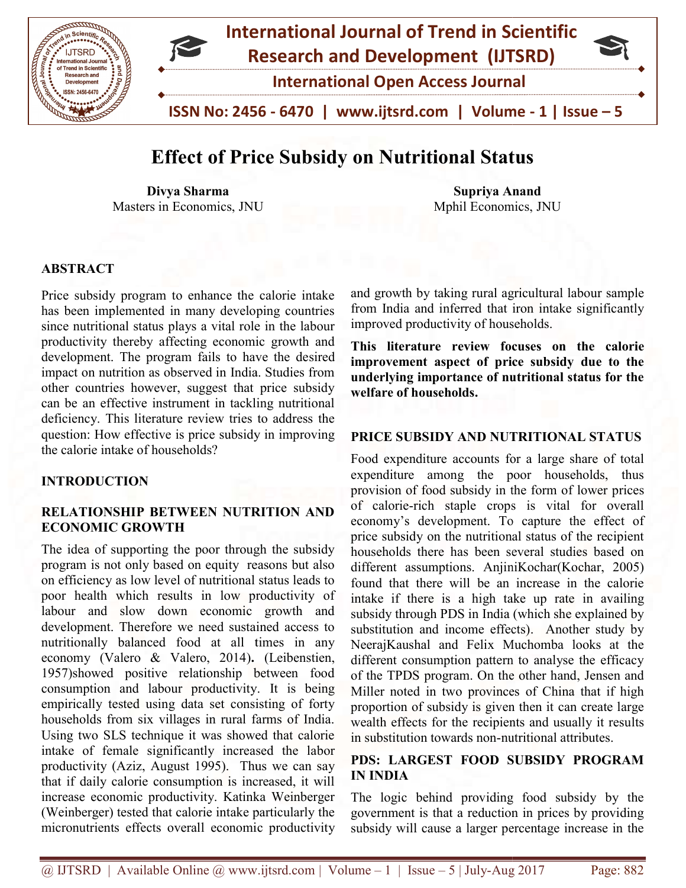# Effect of Price Subsidy on Nutritional Status

**Divya Sharma**
Masters in Economics, JNU

**Supriya Anand**
Mphil Economics, JNU

## ABSTRACT

Price subsidy program to enhance the calorie intake has been implemented in many developing countries since nutritional status plays a vital role in the labour productivity thereby affecting economic growth and development. The program fails to have the desired impact on nutrition as observed in India. Studies from other countries however, suggest that price subsidy can be an effective instrument in tackling nutritional deficiency. This literature review tries to address the question: How effective is price subsidy in improving the calorie intake of households?

## INTRODUCTION

### RELATIONSHIP BETWEEN NUTRITION AND ECONOMIC GROWTH

The idea of supporting the poor through the subsidy program is not only based on equity reasons but also on efficiency as low level of nutritional status leads to poor health which results in low productivity of labour and slow down economic growth and development. Therefore we need sustained access to nutritionally balanced food at all times in any economy (Valero & Valero, 2014). (Leibenstien, 1957)showed positive relationship between food consumption and labour productivity. It is being empirically tested using data set consisting of forty households from six villages in rural farms of India. Using two SLS technique it was showed that calorie intake of female significantly increased the labor productivity (Aziz, August 1995). Thus we can say that if daily calorie consumption is increased, it will increase economic productivity. Katinka Weinberger (Weinberger) tested that calorie intake particularly the micronutrients effects overall economic productivity and growth by taking rural agricultural labour sample from India and inferred that iron intake significantly improved productivity of households.

**This literature review focuses on the calorie improvement aspect of price subsidy due to the underlying importance of nutritional status for the welfare of households.**

## PRICE SUBSIDY AND NUTRITIONAL STATUS

Food expenditure accounts for a large share of total expenditure among the poor households, thus provision of food subsidy in the form of lower prices of calorie-rich staple crops is vital for overall economy's development. To capture the effect of price subsidy on the nutritional status of the recipient households there has been several studies based on different assumptions. AnjiniKochar(Kochar, 2005) found that there will be an increase in the calorie intake if there is a high take up rate in availing subsidy through PDS in India (which she explained by substitution and income effects). Another study by NeerajKaushal and Felix Muchomba looks at the different consumption pattern to analyse the efficacy of the TPDS program. On the other hand, Jensen and Miller noted in two provinces of China that if high proportion of subsidy is given then it can create large wealth effects for the recipients and usually it results in substitution towards non-nutritional attributes.

## PDS: LARGEST FOOD SUBSIDY PROGRAM IN INDIA

The logic behind providing food subsidy by the government is that a reduction in prices by providing subsidy will cause a larger percentage increase in the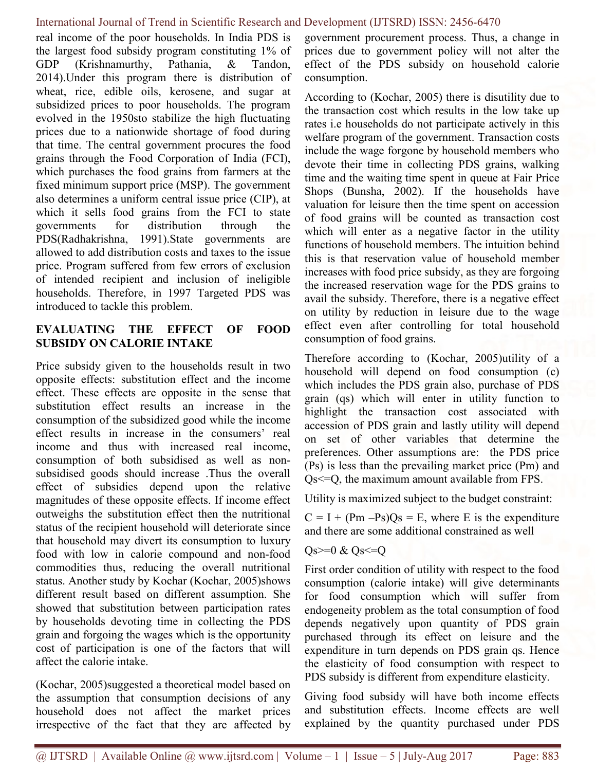real income of the poor households. In India PDS is the largest food subsidy program constituting 1% of GDP (Krishnamurthy, Pathania, & Tandon, 2014).Under this program there is distribution of wheat, rice, edible oils, kerosene, and sugar at subsidized prices to poor households. The program evolved in the 1950sto stabilize the high fluctuating prices due to a nationwide shortage of food during that time. The central government procures the food grains through the Food Corporation of India (FCI), which purchases the food grains from farmers at the fixed minimum support price (MSP). The government also determines a uniform central issue price (CIP), at which it sells food grains from the FCI to state governments for distribution through the PDS(Radhakrishna, 1991).State governments are allowed to add distribution costs and taxes to the issue price. Program suffered from few errors of exclusion of intended recipient and inclusion of ineligible households. Therefore, in 1997 Targeted PDS was introduced to tackle this problem.

## EVALUATING THE EFFECT OF FOOD SUBSIDY ON CALORIE INTAKE

Price subsidy given to the households result in two opposite effects: substitution effect and the income effect. These effects are opposite in the sense that substitution effect results an increase in the consumption of the subsidized good while the income effect results in increase in the consumers' real income and thus with increased real income, consumption of both subsidised as well as non-subsidised goods should increase .Thus the overall effect of subsidies depend upon the relative magnitudes of these opposite effects. If income effect outweighs the substitution effect then the nutritional status of the recipient household will deteriorate since that household may divert its consumption to luxury food with low in calorie compound and non-food commodities thus, reducing the overall nutritional status. Another study by Kochar (Kochar, 2005)shows different result based on different assumption. She showed that substitution between participation rates by households devoting time in collecting the PDS grain and forgoing the wages which is the opportunity cost of participation is one of the factors that will affect the calorie intake.

(Kochar, 2005)suggested a theoretical model based on the assumption that consumption decisions of any household does not affect the market prices irrespective of the fact that they are affected by government procurement process. Thus, a change in prices due to government policy will not alter the effect of the PDS subsidy on household calorie consumption.

According to (Kochar, 2005) there is disutility due to the transaction cost which results in the low take up rates i.e households do not participate actively in this welfare program of the government. Transaction costs include the wage forgone by household members who devote their time in collecting PDS grains, walking time and the waiting time spent in queue at Fair Price Shops (Bunsha, 2002). If the households have valuation for leisure then the time spent on accession of food grains will be counted as transaction cost which will enter as a negative factor in the utility functions of household members. The intuition behind this is that reservation value of household member increases with food price subsidy, as they are forgoing the increased reservation wage for the PDS grains to avail the subsidy. Therefore, there is a negative effect on utility by reduction in leisure due to the wage effect even after controlling for total household consumption of food grains.

Therefore according to (Kochar, 2005)utility of a household will depend on food consumption (c) which includes the PDS grain also, purchase of PDS grain (qs) which will enter in utility function to highlight the transaction cost associated with accession of PDS grain and lastly utility will depend on set of other variables that determine the preferences. Other assumptions are: the PDS price (Ps) is less than the prevailing market price (Pm) and $Qs<=Q$, the maximum amount available from FPS.

Utility is maximized subject to the budget constraint:

$C = I + (Pm - Ps)Qs = E$, where E is the expenditure and there are some additional constrained as well

$Qs>=0$ & $Qs<=Q$

First order condition of utility with respect to the food consumption (calorie intake) will give determinants for food consumption which will suffer from endogeneity problem as the total consumption of food depends negatively upon quantity of PDS grain purchased through its effect on leisure and the expenditure in turn depends on PDS grain qs. Hence the elasticity of food consumption with respect to PDS subsidy is different from expenditure elasticity.

Giving food subsidy will have both income effects and substitution effects. Income effects are well explained by the quantity purchased under PDS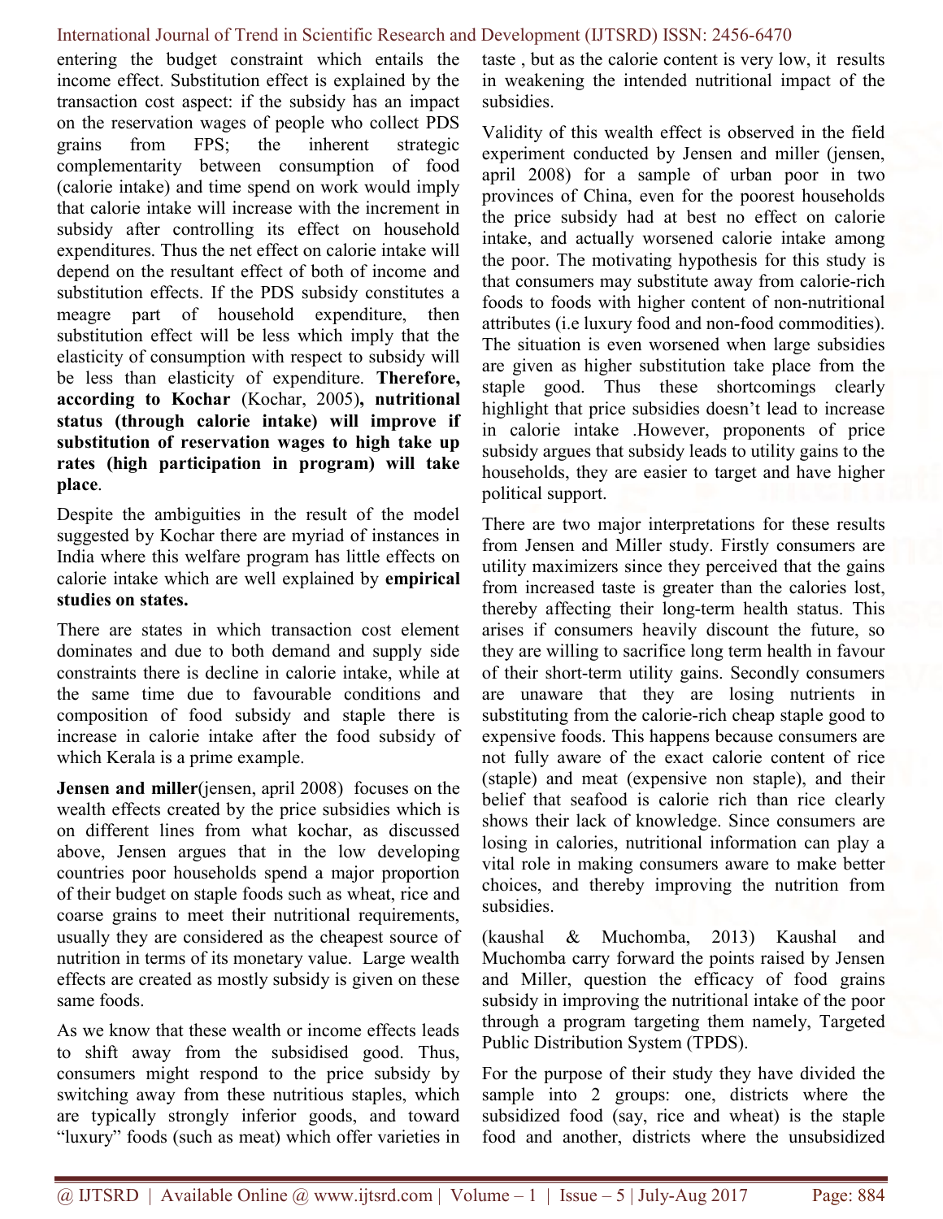entering the budget constraint which entails the income effect. Substitution effect is explained by the transaction cost aspect: if the subsidy has an impact on the reservation wages of people who collect PDS grains from FPS; the inherent strategic complementarity between consumption of food (calorie intake) and time spend on work would imply that calorie intake will increase with the increment in subsidy after controlling its effect on household expenditures. Thus the net effect on calorie intake will depend on the resultant effect of both of income and substitution effects. If the PDS subsidy constitutes a meagre part of household expenditure, then substitution effect will be less which imply that the elasticity of consumption with respect to subsidy will be less than elasticity of expenditure. **Therefore, according to Kochar** (Kochar, 2005)**, nutritional status (through calorie intake) will improve if substitution of reservation wages to high take up rates (high participation in program) will take place**.

Despite the ambiguities in the result of the model suggested by Kochar there are myriad of instances in India where this welfare program has little effects on calorie intake which are well explained by **empirical studies on states.**

There are states in which transaction cost element dominates and due to both demand and supply side constraints there is decline in calorie intake, while at the same time due to favourable conditions and composition of food subsidy and staple there is increase in calorie intake after the food subsidy of which Kerala is a prime example.

**Jensen and miller**(jensen, april 2008) focuses on the wealth effects created by the price subsidies which is on different lines from what kochar, as discussed above, Jensen argues that in the low developing countries poor households spend a major proportion of their budget on staple foods such as wheat, rice and coarse grains to meet their nutritional requirements, usually they are considered as the cheapest source of nutrition in terms of its monetary value. Large wealth effects are created as mostly subsidy is given on these same foods.

As we know that these wealth or income effects leads to shift away from the subsidised good. Thus, consumers might respond to the price subsidy by switching away from these nutritious staples, which are typically strongly inferior goods, and toward "luxury" foods (such as meat) which offer varieties in taste , but as the calorie content is very low, it results in weakening the intended nutritional impact of the subsidies.

Validity of this wealth effect is observed in the field experiment conducted by Jensen and miller (jensen, april 2008) for a sample of urban poor in two provinces of China, even for the poorest households the price subsidy had at best no effect on calorie intake, and actually worsened calorie intake among the poor. The motivating hypothesis for this study is that consumers may substitute away from calorie-rich foods to foods with higher content of non-nutritional attributes (i.e luxury food and non-food commodities). The situation is even worsened when large subsidies are given as higher substitution take place from the staple good. Thus these shortcomings clearly highlight that price subsidies doesn't lead to increase in calorie intake .However, proponents of price subsidy argues that subsidy leads to utility gains to the households, they are easier to target and have higher political support.

There are two major interpretations for these results from Jensen and Miller study. Firstly consumers are utility maximizers since they perceived that the gains from increased taste is greater than the calories lost, thereby affecting their long-term health status. This arises if consumers heavily discount the future, so they are willing to sacrifice long term health in favour of their short-term utility gains. Secondly consumers are unaware that they are losing nutrients in substituting from the calorie-rich cheap staple good to expensive foods. This happens because consumers are not fully aware of the exact calorie content of rice (staple) and meat (expensive non staple), and their belief that seafood is calorie rich than rice clearly shows their lack of knowledge. Since consumers are losing in calories, nutritional information can play a vital role in making consumers aware to make better choices, and thereby improving the nutrition from subsidies.

(kaushal & Muchomba, 2013) Kaushal and Muchomba carry forward the points raised by Jensen and Miller, question the efficacy of food grains subsidy in improving the nutritional intake of the poor through a program targeting them namely, Targeted Public Distribution System (TPDS).

For the purpose of their study they have divided the sample into 2 groups: one, districts where the subsidized food (say, rice and wheat) is the staple food and another, districts where the unsubsidized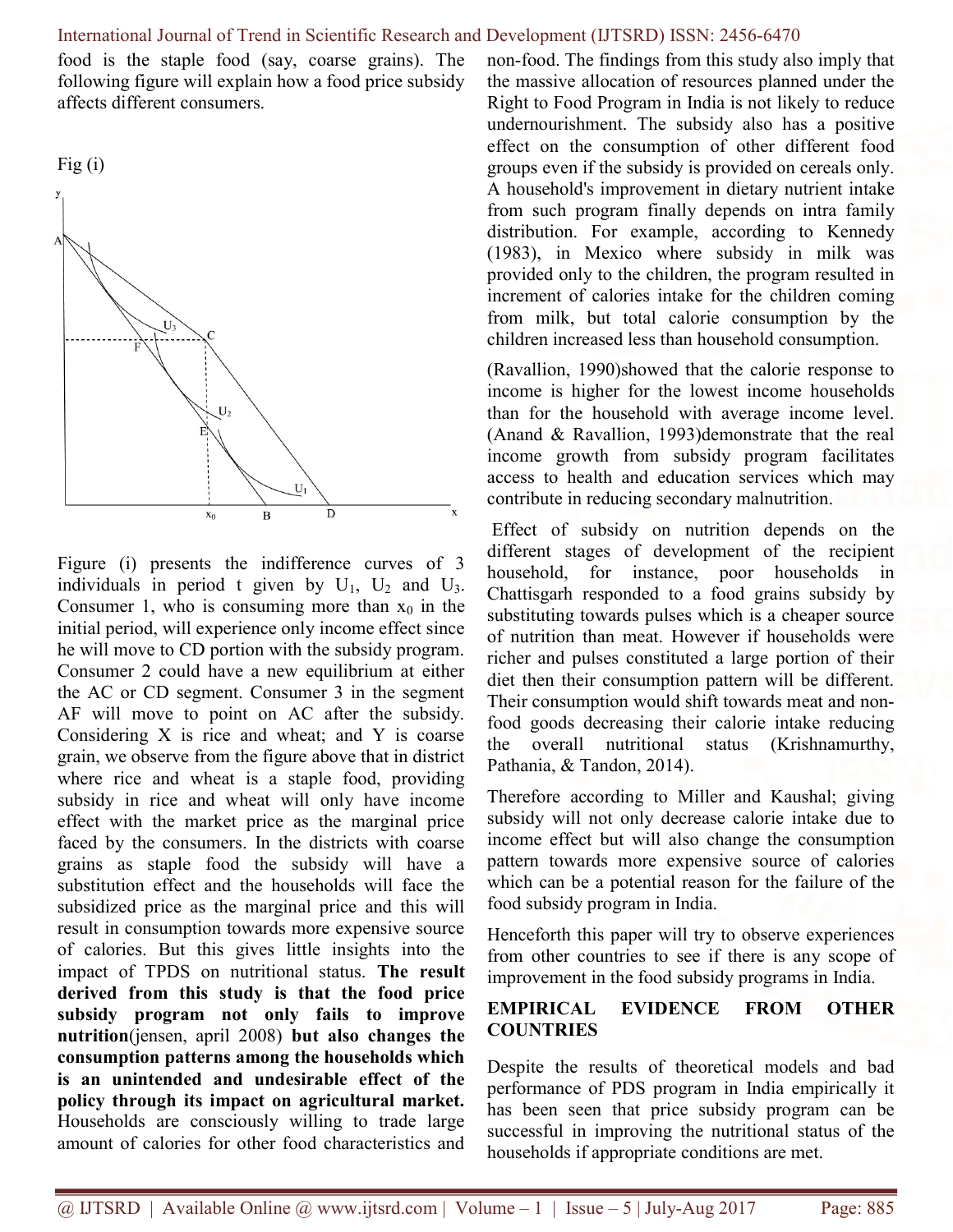food is the staple food (say, coarse grains). The following figure will explain how a food price subsidy affects different consumers.

Fig (i)

Figure (i) presents the indifference curves of 3 individuals in period t given by $U_1$, $U_2$ and $U_3$. Consumer 1, who is consuming more than $x_0$ in the initial period, will experience only income effect since he will move to CD portion with the subsidy program. Consumer 2 could have a new equilibrium at either the AC or CD segment. Consumer 3 in the segment AF will move to point on AC after the subsidy. Considering X is rice and wheat; and Y is coarse grain, we observe from the figure above that in district where rice and wheat is a staple food, providing subsidy in rice and wheat will only have income effect with the market price as the marginal price faced by the consumers. In the districts with coarse grains as staple food the subsidy will have a substitution effect and the households will face the subsidized price as the marginal price and this will result in consumption towards more expensive source of calories. But this gives little insights into the impact of TPDS on nutritional status. **The result derived from this study is that the food price subsidy program not only fails to improve nutrition**(jensen, april 2008) **but also changes the consumption patterns among the households which is an unintended and undesirable effect of the policy through its impact on agricultural market.** Households are consciously willing to trade large amount of calories for other food characteristics and non-food. The findings from this study also imply that the massive allocation of resources planned under the Right to Food Program in India is not likely to reduce undernourishment. The subsidy also has a positive effect on the consumption of other different food groups even if the subsidy is provided on cereals only. A household's improvement in dietary nutrient intake from such program finally depends on intra family distribution. For example, according to Kennedy (1983), in Mexico where subsidy in milk was provided only to the children, the program resulted in increment of calories intake for the children coming from milk, but total calorie consumption by the children increased less than household consumption.

(Ravallion, 1990)showed that the calorie response to income is higher for the lowest income households than for the household with average income level. (Anand & Ravallion, 1993)demonstrate that the real income growth from subsidy program facilitates access to health and education services which may contribute in reducing secondary malnutrition.

Effect of subsidy on nutrition depends on the different stages of development of the recipient household, for instance, poor households in Chattisgarh responded to a food grains subsidy by substituting towards pulses which is a cheaper source of nutrition than meat. However if households were richer and pulses constituted a large portion of their diet then their consumption pattern will be different. Their consumption would shift towards meat and non-food goods decreasing their calorie intake reducing the overall nutritional status (Krishnamurthy, Pathania, & Tandon, 2014).

Therefore according to Miller and Kaushal; giving subsidy will not only decrease calorie intake due to income effect but will also change the consumption pattern towards more expensive source of calories which can be a potential reason for the failure of the food subsidy program in India.

Henceforth this paper will try to observe experiences from other countries to see if there is any scope of improvement in the food subsidy programs in India.

## EMPIRICAL EVIDENCE FROM OTHER COUNTRIES

Despite the results of theoretical models and bad performance of PDS program in India empirically it has been seen that price subsidy program can be successful in improving the nutritional status of the households if appropriate conditions are met.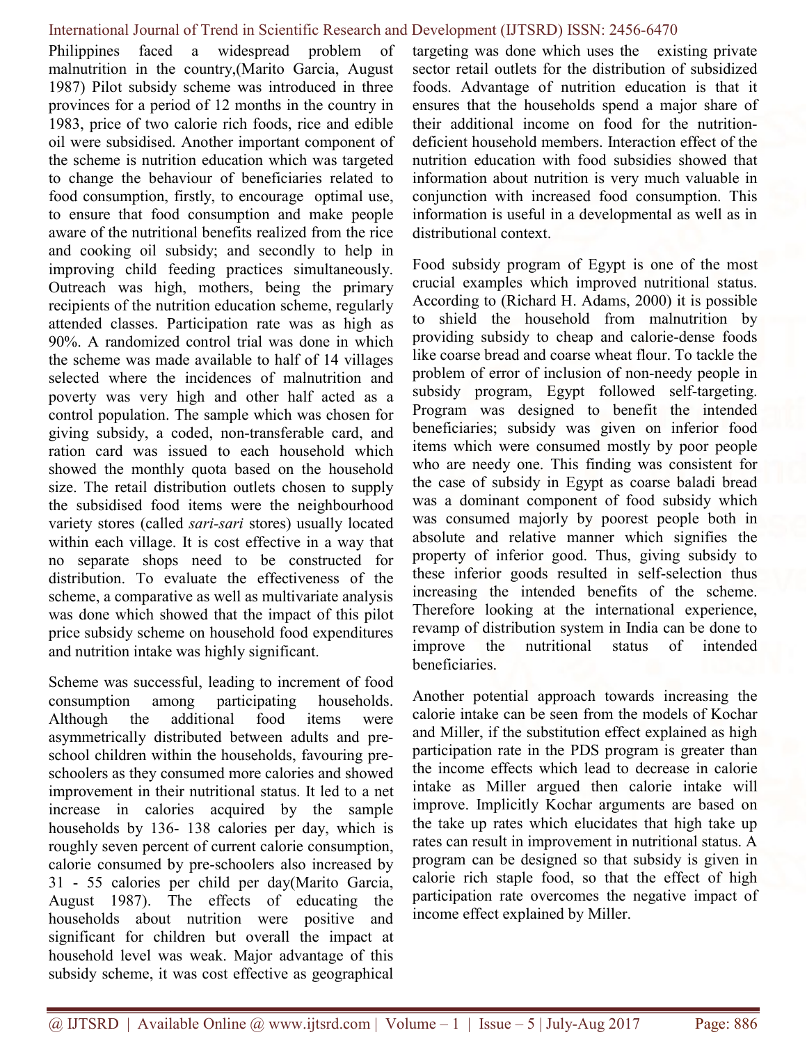Philippines faced a widespread problem of malnutrition in the country,(Marito Garcia, August 1987) Pilot subsidy scheme was introduced in three provinces for a period of 12 months in the country in 1983, price of two calorie rich foods, rice and edible oil were subsidised. Another important component of the scheme is nutrition education which was targeted to change the behaviour of beneficiaries related to food consumption, firstly, to encourage optimal use, to ensure that food consumption and make people aware of the nutritional benefits realized from the rice and cooking oil subsidy; and secondly to help in improving child feeding practices simultaneously. Outreach was high, mothers, being the primary recipients of the nutrition education scheme, regularly attended classes. Participation rate was as high as 90%. A randomized control trial was done in which the scheme was made available to half of 14 villages selected where the incidences of malnutrition and poverty was very high and other half acted as a control population. The sample which was chosen for giving subsidy, a coded, non-transferable card, and ration card was issued to each household which showed the monthly quota based on the household size. The retail distribution outlets chosen to supply the subsidised food items were the neighbourhood variety stores (called *sari-sari* stores) usually located within each village. It is cost effective in a way that no separate shops need to be constructed for distribution. To evaluate the effectiveness of the scheme, a comparative as well as multivariate analysis was done which showed that the impact of this pilot price subsidy scheme on household food expenditures and nutrition intake was highly significant.

Scheme was successful, leading to increment of food consumption among participating households. Although the additional food items were asymmetrically distributed between adults and pre-school children within the households, favouring pre-schoolers as they consumed more calories and showed improvement in their nutritional status. It led to a net increase in calories acquired by the sample households by 136- 138 calories per day, which is roughly seven percent of current calorie consumption, calorie consumed by pre-schoolers also increased by 31 - 55 calories per child per day(Marito Garcia, August 1987). The effects of educating the households about nutrition were positive and significant for children but overall the impact at household level was weak. Major advantage of this subsidy scheme, it was cost effective as geographical targeting was done which uses the existing private sector retail outlets for the distribution of subsidized foods. Advantage of nutrition education is that it ensures that the households spend a major share of their additional income on food for the nutrition-deficient household members. Interaction effect of the nutrition education with food subsidies showed that information about nutrition is very much valuable in conjunction with increased food consumption. This information is useful in a developmental as well as in distributional context.

Food subsidy program of Egypt is one of the most crucial examples which improved nutritional status. According to (Richard H. Adams, 2000) it is possible to shield the household from malnutrition by providing subsidy to cheap and calorie-dense foods like coarse bread and coarse wheat flour. To tackle the problem of error of inclusion of non-needy people in subsidy program, Egypt followed self-targeting. Program was designed to benefit the intended beneficiaries; subsidy was given on inferior food items which were consumed mostly by poor people who are needy one. This finding was consistent for the case of subsidy in Egypt as coarse baladi bread was a dominant component of food subsidy which was consumed majorly by poorest people both in absolute and relative manner which signifies the property of inferior good. Thus, giving subsidy to these inferior goods resulted in self-selection thus increasing the intended benefits of the scheme. Therefore looking at the international experience, revamp of distribution system in India can be done to improve the nutritional status of intended beneficiaries.

Another potential approach towards increasing the calorie intake can be seen from the models of Kochar and Miller, if the substitution effect explained as high participation rate in the PDS program is greater than the income effects which lead to decrease in calorie intake as Miller argued then calorie intake will improve. Implicitly Kochar arguments are based on the take up rates which elucidates that high take up rates can result in improvement in nutritional status. A program can be designed so that subsidy is given in calorie rich staple food, so that the effect of high participation rate overcomes the negative impact of income effect explained by Miller.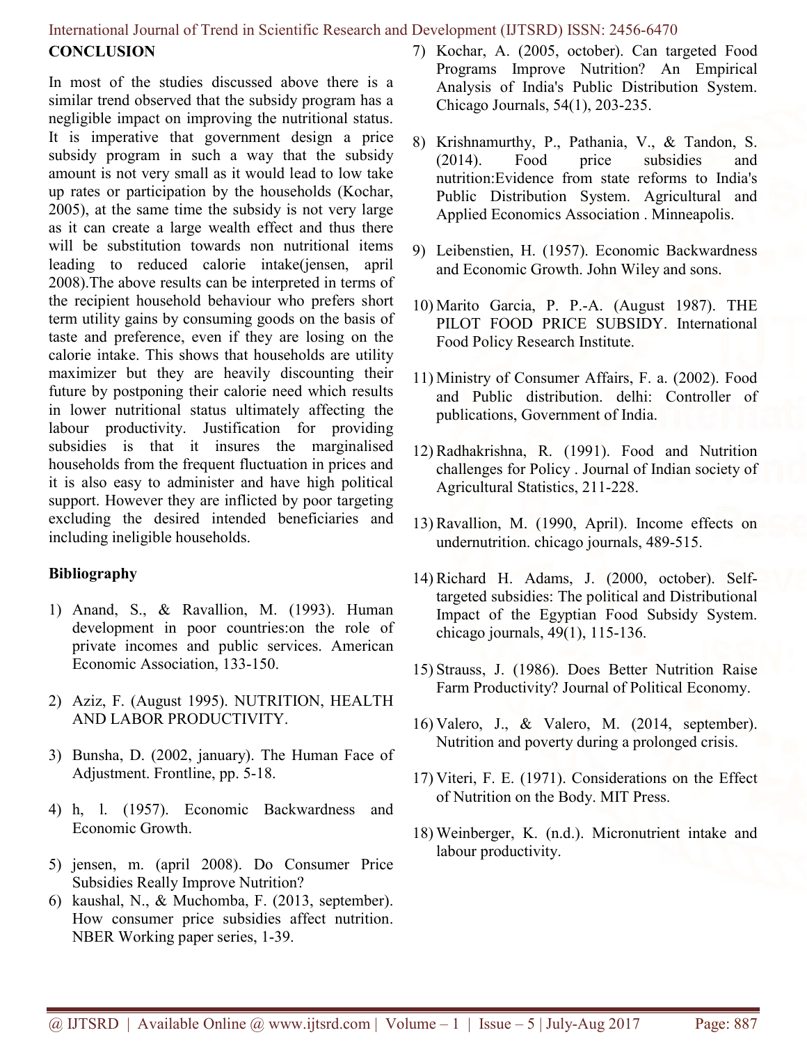## CONCLUSION

In most of the studies discussed above there is a similar trend observed that the subsidy program has a negligible impact on improving the nutritional status. It is imperative that government design a price subsidy program in such a way that the subsidy amount is not very small as it would lead to low take up rates or participation by the households (Kochar, 2005), at the same time the subsidy is not very large as it can create a large wealth effect and thus there will be substitution towards non nutritional items leading to reduced calorie intake(jensen, april 2008).The above results can be interpreted in terms of the recipient household behaviour who prefers short term utility gains by consuming goods on the basis of taste and preference, even if they are losing on the calorie intake. This shows that households are utility maximizer but they are heavily discounting their future by postponing their calorie need which results in lower nutritional status ultimately affecting the labour productivity. Justification for providing subsidies is that it insures the marginalised households from the frequent fluctuation in prices and it is also easy to administer and have high political support. However they are inflicted by poor targeting excluding the desired intended beneficiaries and including ineligible households.

## Bibliography

1) Anand, S., & Ravallion, M. (1993). Human development in poor countries:on the role of private incomes and public services. American Economic Association, 133-150.
2) Aziz, F. (August 1995). NUTRITION, HEALTH AND LABOR PRODUCTIVITY.
3) Bunsha, D. (2002, january). The Human Face of Adjustment. Frontline, pp. 5-18.
4) h, l. (1957). Economic Backwardness and Economic Growth.
5) jensen, m. (april 2008). Do Consumer Price Subsidies Really Improve Nutrition?
6) kaushal, N., & Muchomba, F. (2013, september). How consumer price subsidies affect nutrition. NBER Working paper series, 1-39.
7) Kochar, A. (2005, october). Can targeted Food Programs Improve Nutrition? An Empirical Analysis of India's Public Distribution System. Chicago Journals, 54(1), 203-235.
8) Krishnamurthy, P., Pathania, V., & Tandon, S. (2014). Food price subsidies and nutrition:Evidence from state reforms to India's Public Distribution System. Agricultural and Applied Economics Association . Minneapolis.
9) Leibenstien, H. (1957). Economic Backwardness and Economic Growth. John Wiley and sons.
10) Marito Garcia, P. P.-A. (August 1987). THE PILOT FOOD PRICE SUBSIDY. International Food Policy Research Institute.
11) Ministry of Consumer Affairs, F. a. (2002). Food and Public distribution. delhi: Controller of publications, Government of India.
12) Radhakrishna, R. (1991). Food and Nutrition challenges for Policy . Journal of Indian society of Agricultural Statistics, 211-228.
13) Ravallion, M. (1990, April). Income effects on undernutrition. chicago journals, 489-515.
14) Richard H. Adams, J. (2000, october). Self-targeted subsidies: The political and Distributional Impact of the Egyptian Food Subsidy System. chicago journals, 49(1), 115-136.
15) Strauss, J. (1986). Does Better Nutrition Raise Farm Productivity? Journal of Political Economy.
16) Valero, J., & Valero, M. (2014, september). Nutrition and poverty during a prolonged crisis.
17) Viteri, F. E. (1971). Considerations on the Effect of Nutrition on the Body. MIT Press.
18) Weinberger, K. (n.d.). Micronutrient intake and labour productivity.